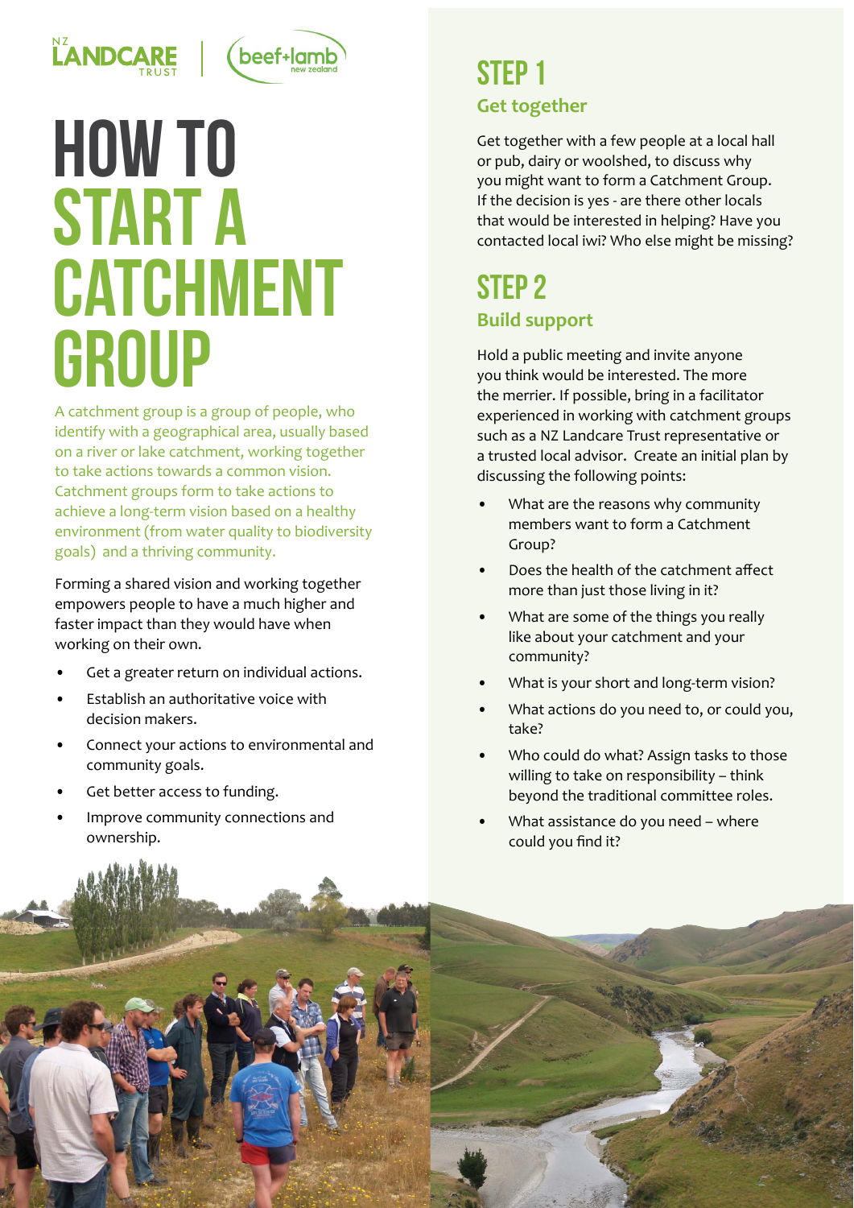NZ LANDCARE TRUST | beef+lamb new zealand

# HOW TO START A CATCHMENT GROUP

A catchment group is a group of people, who identify with a geographical area, usually based on a river or lake catchment, working together to take actions towards a common vision. Catchment groups form to take actions to achieve a long-term vision based on a healthy environment (from water quality to biodiversity goals) and a thriving community.

Forming a shared vision and working together empowers people to have a much higher and faster impact than they would have when working on their own.

- Get a greater return on individual actions.
- Establish an authoritative voice with decision makers.
- Connect your actions to environmental and community goals.
- Get better access to funding.
- Improve community connections and ownership.

## STEP 1

### Get together

Get together with a few people at a local hall or pub, dairy or woolshed, to discuss why you might want to form a Catchment Group. If the decision is yes - are there other locals that would be interested in helping? Have you contacted local iwi? Who else might be missing?

## STEP 2

### Build support

Hold a public meeting and invite anyone you think would be interested. The more the merrier. If possible, bring in a facilitator experienced in working with catchment groups such as a NZ Landcare Trust representative or a trusted local advisor. Create an initial plan by discussing the following points:

- What are the reasons why community members want to form a Catchment Group?
- Does the health of the catchment affect more than just those living in it?
- What are some of the things you really like about your catchment and your community?
- What is your short and long-term vision?
- What actions do you need to, or could you, take?
- Who could do what? Assign tasks to those willing to take on responsibility – think beyond the traditional committee roles.
- What assistance do you need – where could you find it?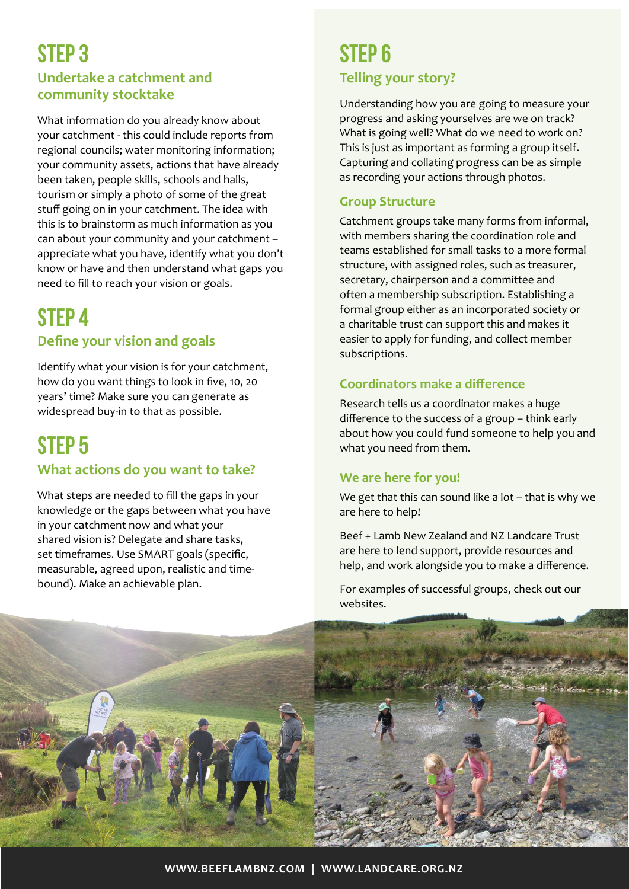## STEP 3

### Undertake a catchment and community stocktake

What information do you already know about your catchment - this could include reports from regional councils; water monitoring information; your community assets, actions that have already been taken, people skills, schools and halls, tourism or simply a photo of some of the great stuff going on in your catchment. The idea with this is to brainstorm as much information as you can about your community and your catchment – appreciate what you have, identify what you don't know or have and then understand what gaps you need to fill to reach your vision or goals.

## STEP 4

### Define your vision and goals

Identify what your vision is for your catchment, how do you want things to look in five, 10, 20 years' time? Make sure you can generate as widespread buy-in to that as possible.

## STEP 5

### What actions do you want to take?

What steps are needed to fill the gaps in your knowledge or the gaps between what you have in your catchment now and what your shared vision is? Delegate and share tasks, set timeframes. Use SMART goals (specific, measurable, agreed upon, realistic and time-bound). Make an achievable plan.

## STEP 6

### Telling your story?

Understanding how you are going to measure your progress and asking yourselves are we on track? What is going well? What do we need to work on? This is just as important as forming a group itself. Capturing and collating progress can be as simple as recording your actions through photos.

### Group Structure

Catchment groups take many forms from informal, with members sharing the coordination role and teams established for small tasks to a more formal structure, with assigned roles, such as treasurer, secretary, chairperson and a committee and often a membership subscription. Establishing a formal group either as an incorporated society or a charitable trust can support this and makes it easier to apply for funding, and collect member subscriptions.

### Coordinators make a difference

Research tells us a coordinator makes a huge difference to the success of a group – think early about how you could fund someone to help you and what you need from them.

### We are here for you!

We get that this can sound like a lot – that is why we are here to help!

Beef + Lamb New Zealand and NZ Landcare Trust are here to lend support, provide resources and help, and work alongside you to make a difference.

For examples of successful groups, check out our websites.

WWW.BEEFLAMBNZ.COM | WWW.LANDCARE.ORG.NZ